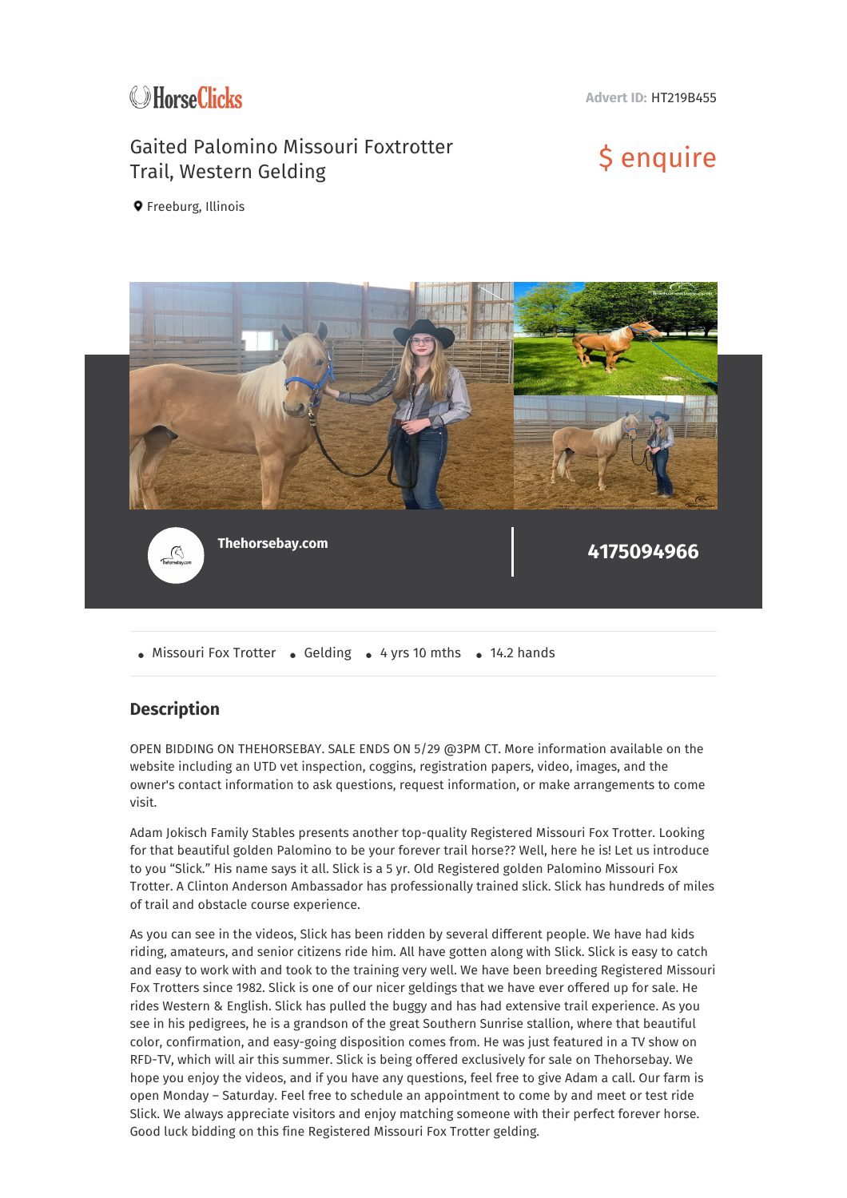HorseClicks

**Advert ID:** HT219B455

# Gaited Palomino Missouri Foxtrotter Trail, Western Gelding

$ enquire

Freeburg, Illinois

**Thehorsebay.com**

**4175094966**

- Missouri Fox Trotter
- Gelding
- 4 yrs 10 mths
- 14.2 hands

## Description

OPEN BIDDING ON THEHORSEBAY. SALE ENDS ON 5/29 @3PM CT. More information available on the website including an UTD vet inspection, coggins, registration papers, video, images, and the owner's contact information to ask questions, request information, or make arrangements to come visit.

Adam Jokisch Family Stables presents another top-quality Registered Missouri Fox Trotter. Looking for that beautiful golden Palomino to be your forever trail horse?? Well, here he is! Let us introduce to you "Slick." His name says it all. Slick is a 5 yr. Old Registered golden Palomino Missouri Fox Trotter. A Clinton Anderson Ambassador has professionally trained slick. Slick has hundreds of miles of trail and obstacle course experience.

As you can see in the videos, Slick has been ridden by several different people. We have had kids riding, amateurs, and senior citizens ride him. All have gotten along with Slick. Slick is easy to catch and easy to work with and took to the training very well. We have been breeding Registered Missouri Fox Trotters since 1982. Slick is one of our nicer geldings that we have ever offered up for sale. He rides Western & English. Slick has pulled the buggy and has had extensive trail experience. As you see in his pedigrees, he is a grandson of the great Southern Sunrise stallion, where that beautiful color, confirmation, and easy-going disposition comes from. He was just featured in a TV show on RFD-TV, which will air this summer. Slick is being offered exclusively for sale on Thehorsebay. We hope you enjoy the videos, and if you have any questions, feel free to give Adam a call. Our farm is open Monday – Saturday. Feel free to schedule an appointment to come by and meet or test ride Slick. We always appreciate visitors and enjoy matching someone with their perfect forever horse. Good luck bidding on this fine Registered Missouri Fox Trotter gelding.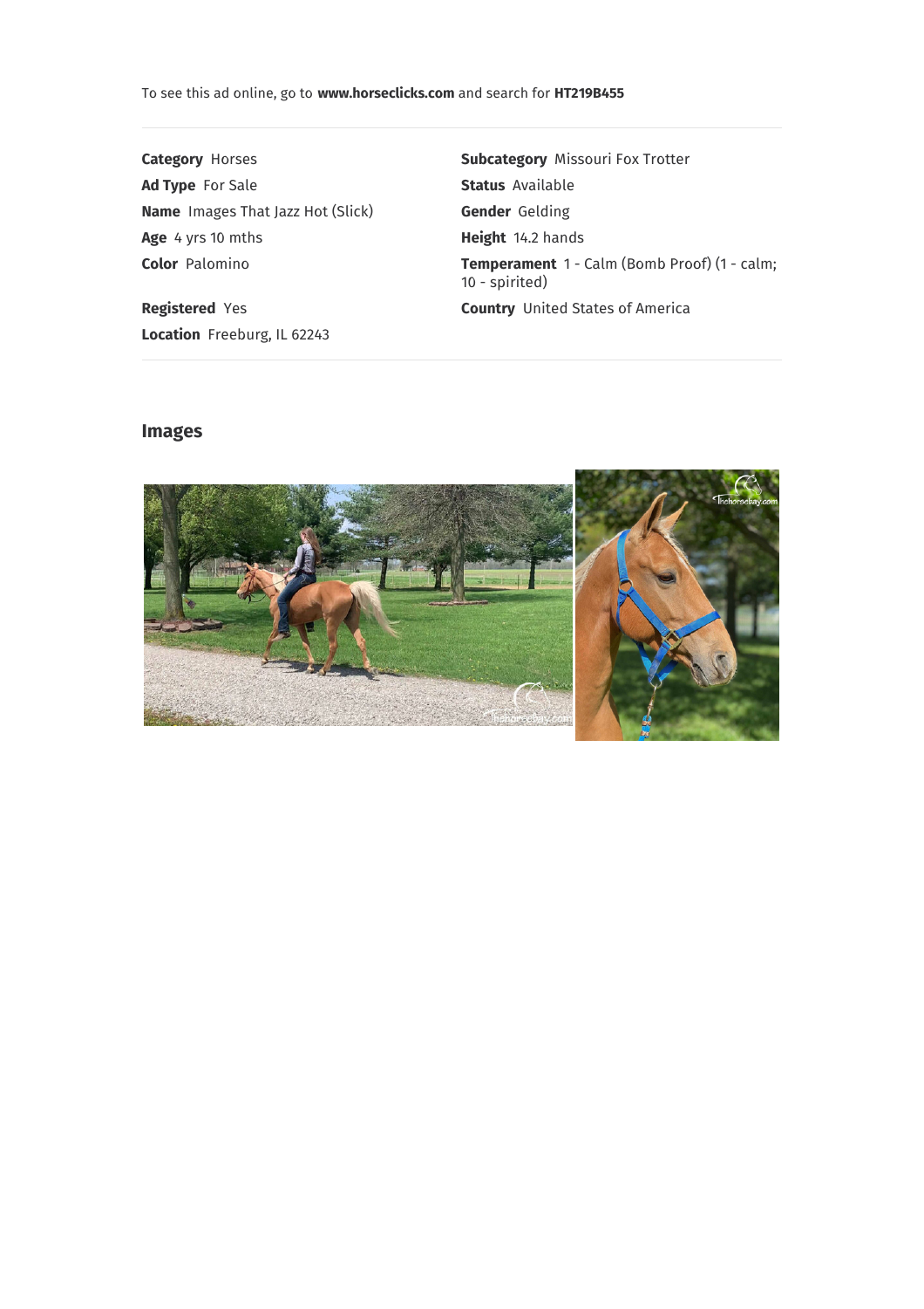To see this ad online, go to **www.horseclicks.com** and search for **HT219B455**

| | |
|---|---|
| **Category** Horses | **Subcategory** Missouri Fox Trotter |
| **Ad Type** For Sale | **Status** Available |
| **Name** Images That Jazz Hot (Slick) | **Gender** Gelding |
| **Age** 4 yrs 10 mths | **Height** 14.2 hands |
| **Color** Palomino | **Temperament** 1 - Calm (Bomb Proof) (1 - calm; 10 - spirited) |
| **Registered** Yes | **Country** United States of America |
| **Location** Freeburg, IL 62243 | |

## Images